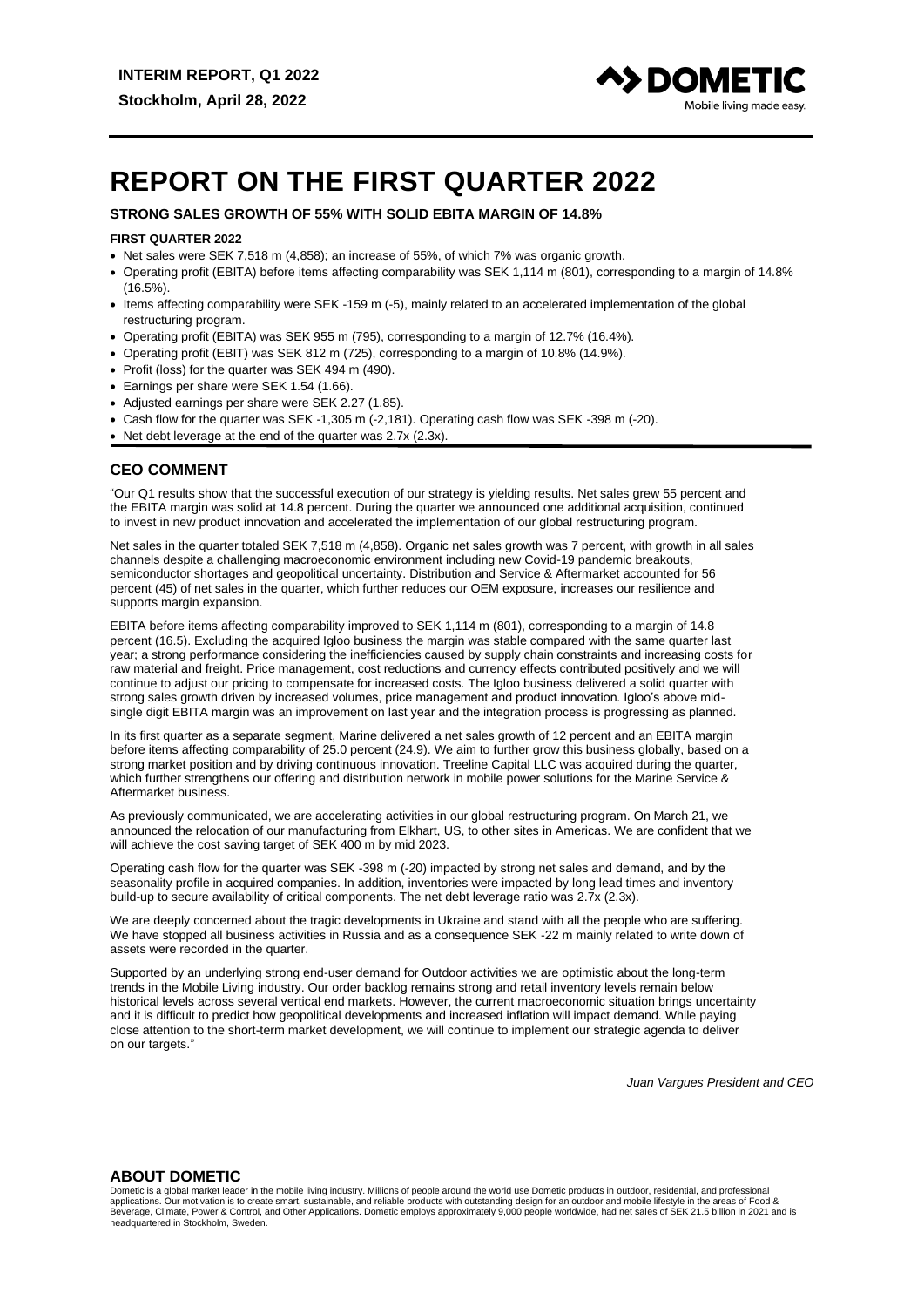**INTERIM REPORT, Q1 2022**

**Stockholm, April 28, 2022**

# REPORT ON THE FIRST QUARTER 2022

**STRONG SALES GROWTH OF 55% WITH SOLID EBITA MARGIN OF 14.8%**

**FIRST QUARTER 2022**

- Net sales were SEK 7,518 m (4,858); an increase of 55%, of which 7% was organic growth.
- Operating profit (EBITA) before items affecting comparability was SEK 1,114 m (801), corresponding to a margin of 14.8% (16.5%).
- Items affecting comparability were SEK -159 m (-5), mainly related to an accelerated implementation of the global restructuring program.
- Operating profit (EBITA) was SEK 955 m (795), corresponding to a margin of 12.7% (16.4%).
- Operating profit (EBIT) was SEK 812 m (725), corresponding to a margin of 10.8% (14.9%).
- Profit (loss) for the quarter was SEK 494 m (490).
- Earnings per share were SEK 1.54 (1.66).
- Adjusted earnings per share were SEK 2.27 (1.85).
- Cash flow for the quarter was SEK -1,305 m (-2,181). Operating cash flow was SEK -398 m (-20).
- Net debt leverage at the end of the quarter was 2.7x (2.3x).

## CEO COMMENT

"Our Q1 results show that the successful execution of our strategy is yielding results. Net sales grew 55 percent and the EBITA margin was solid at 14.8 percent. During the quarter we announced one additional acquisition, continued to invest in new product innovation and accelerated the implementation of our global restructuring program.

Net sales in the quarter totaled SEK 7,518 m (4,858). Organic net sales growth was 7 percent, with growth in all sales channels despite a challenging macroeconomic environment including new Covid-19 pandemic breakouts, semiconductor shortages and geopolitical uncertainty. Distribution and Service & Aftermarket accounted for 56 percent (45) of net sales in the quarter, which further reduces our OEM exposure, increases our resilience and supports margin expansion.

EBITA before items affecting comparability improved to SEK 1,114 m (801), corresponding to a margin of 14.8 percent (16.5). Excluding the acquired Igloo business the margin was stable compared with the same quarter last year; a strong performance considering the inefficiencies caused by supply chain constraints and increasing costs for raw material and freight. Price management, cost reductions and currency effects contributed positively and we will continue to adjust our pricing to compensate for increased costs. The Igloo business delivered a solid quarter with strong sales growth driven by increased volumes, price management and product innovation. Igloo's above mid-single digit EBITA margin was an improvement on last year and the integration process is progressing as planned.

In its first quarter as a separate segment, Marine delivered a net sales growth of 12 percent and an EBITA margin before items affecting comparability of 25.0 percent (24.9). We aim to further grow this business globally, based on a strong market position and by driving continuous innovation. Treeline Capital LLC was acquired during the quarter, which further strengthens our offering and distribution network in mobile power solutions for the Marine Service & Aftermarket business.

As previously communicated, we are accelerating activities in our global restructuring program. On March 21, we announced the relocation of our manufacturing from Elkhart, US, to other sites in Americas. We are confident that we will achieve the cost saving target of SEK 400 m by mid 2023.

Operating cash flow for the quarter was SEK -398 m (-20) impacted by strong net sales and demand, and by the seasonality profile in acquired companies. In addition, inventories were impacted by long lead times and inventory build-up to secure availability of critical components. The net debt leverage ratio was 2.7x (2.3x).

We are deeply concerned about the tragic developments in Ukraine and stand with all the people who are suffering. We have stopped all business activities in Russia and as a consequence SEK -22 m mainly related to write down of assets were recorded in the quarter.

Supported by an underlying strong end-user demand for Outdoor activities we are optimistic about the long-term trends in the Mobile Living industry. Our order backlog remains strong and retail inventory levels remain below historical levels across several vertical end markets. However, the current macroeconomic situation brings uncertainty and it is difficult to predict how geopolitical developments and increased inflation will impact demand. While paying close attention to the short-term market development, we will continue to implement our strategic agenda to deliver on our targets."

*Juan Vargues President and CEO*

## ABOUT DOMETIC

Dometic is a global market leader in the mobile living industry. Millions of people around the world use Dometic products in outdoor, residential, and professional applications. Our motivation is to create smart, sustainable, and reliable products with outstanding design for an outdoor and mobile lifestyle in the areas of Food & Beverage, Climate, Power & Control, and Other Applications. Dometic employs approximately 9,000 people worldwide, had net sales of SEK 21.5 billion in 2021 and is headquartered in Stockholm, Sweden.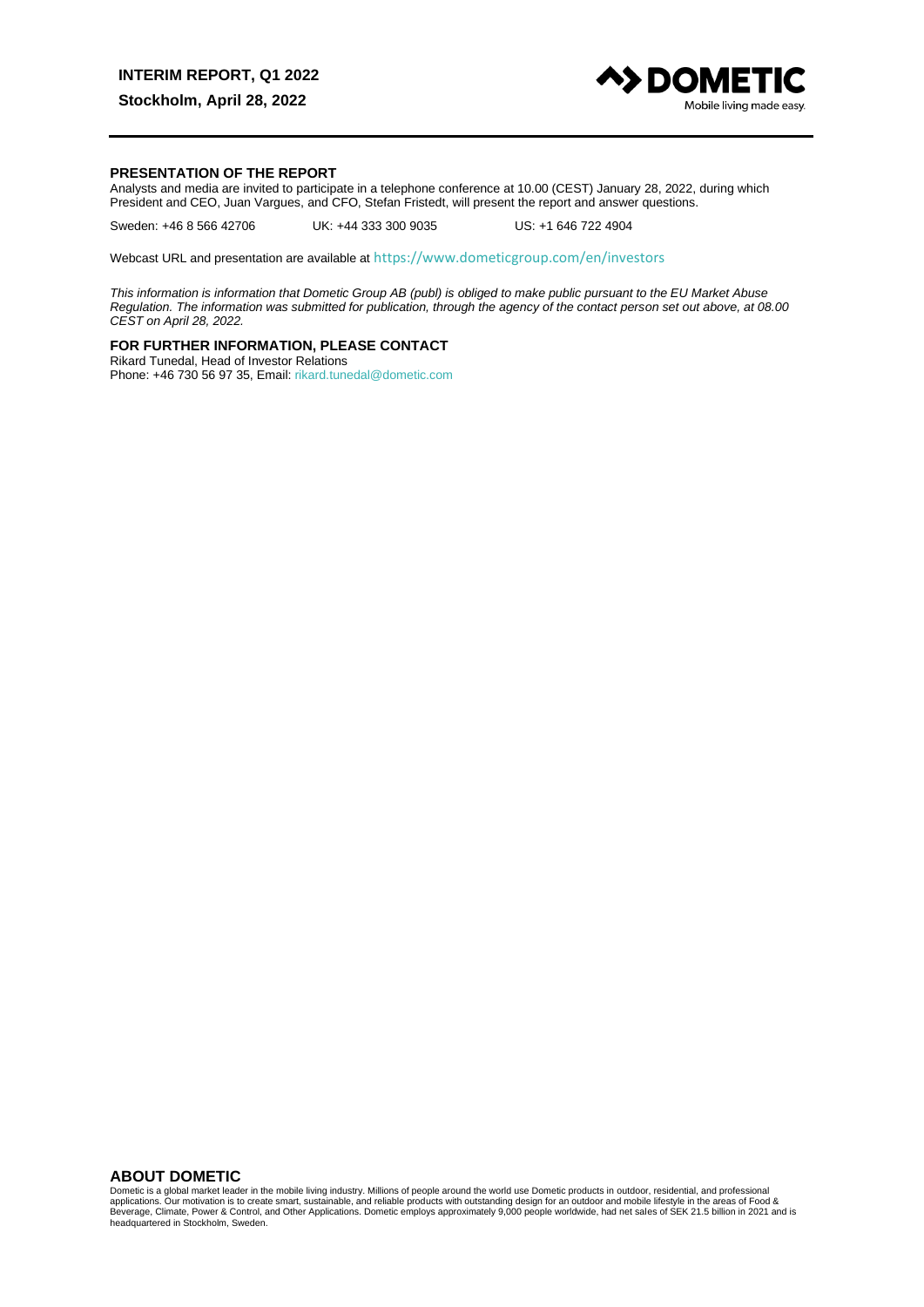**INTERIM REPORT, Q1 2022**

**Stockholm, April 28, 2022**

**DOMETIC**
Mobile living made easy.

## PRESENTATION OF THE REPORT

Analysts and media are invited to participate in a telephone conference at 10.00 (CEST) January 28, 2022, during which President and CEO, Juan Vargues, and CFO, Stefan Fristedt, will present the report and answer questions.

Sweden: +46 8 566 42706 UK: +44 333 300 9035 US: +1 646 722 4904

Webcast URL and presentation are available at https://www.dometicgroup.com/en/investors

*This information is information that Dometic Group AB (publ) is obliged to make public pursuant to the EU Market Abuse Regulation. The information was submitted for publication, through the agency of the contact person set out above, at 08.00 CEST on April 28, 2022.*

## FOR FURTHER INFORMATION, PLEASE CONTACT

Rikard Tunedal, Head of Investor Relations
Phone: +46 730 56 97 35, Email: rikard.tunedal@dometic.com

## ABOUT DOMETIC

Dometic is a global market leader in the mobile living industry. Millions of people around the world use Dometic products in outdoor, residential, and professional applications. Our motivation is to create smart, sustainable, and reliable products with outstanding design for an outdoor and mobile lifestyle in the areas of Food & Beverage, Climate, Power & Control, and Other Applications. Dometic employs approximately 9,000 people worldwide, had net sales of SEK 21.5 billion in 2021 and is headquartered in Stockholm, Sweden.